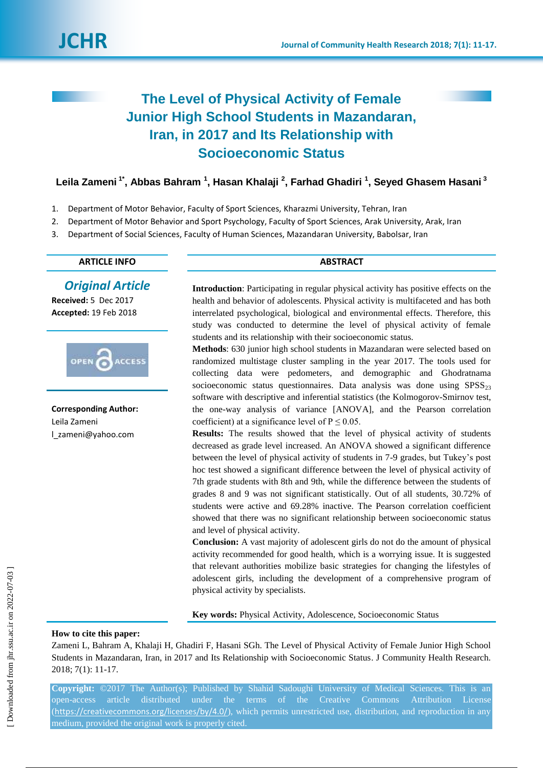# The Level of Physical Activity of Female Junior High School Students in Mazandaran, Iran, in 2017 and Its Relationship with Socioeconomic Status

**Leila Zameni [1*], Abbas Bahram [1], Hasan Khalaji [2], Farhad Ghadiri [1], Seyed Ghasem Hasani [3]**

1. Department of Motor Behavior, Faculty of Sport Sciences, Kharazmi University, Tehran, Iran
2. Department of Motor Behavior and Sport Psychology, Faculty of Sport Sciences, Arak University, Arak, Iran
3. Department of Social Sciences, Faculty of Human Sciences, Mazandaran University, Babolsar, Iran

## ARTICLE INFO

***Original Article***

**Received:** 5 Dec 2017

**Accepted:** 19 Feb 2018

OPEN ACCESS

**Corresponding Author:**
Leila Zameni
l_zameni@yahoo.com

## ABSTRACT

**Introduction**: Participating in regular physical activity has positive effects on the health and behavior of adolescents. Physical activity is multifaceted and has both interrelated psychological, biological and environmental effects. Therefore, this study was conducted to determine the level of physical activity of female students and its relationship with their socioeconomic status.

**Methods**: 630 junior high school students in Mazandaran were selected based on randomized multistage cluster sampling in the year 2017. The tools used for collecting data were pedometers, and demographic and Ghodratnama socioeconomic status questionnaires. Data analysis was done using $SPSS_{23}$ software with descriptive and inferential statistics (the Kolmogorov-Smirnov test, the one-way analysis of variance [ANOVA], and the Pearson correlation coefficient) at a significance level of $P \leq 0.05$.

**Results:** The results showed that the level of physical activity of students decreased as grade level increased. An ANOVA showed a significant difference between the level of physical activity of students in 7-9 grades, but Tukey's post hoc test showed a significant difference between the level of physical activity of 7th grade students with 8th and 9th, while the difference between the students of grades 8 and 9 was not significant statistically. Out of all students, 30.72% of students were active and 69.28% inactive. The Pearson correlation coefficient showed that there was no significant relationship between socioeconomic status and level of physical activity.

**Conclusion:** A vast majority of adolescent girls do not do the amount of physical activity recommended for good health, which is a worrying issue. It is suggested that relevant authorities mobilize basic strategies for changing the lifestyles of adolescent girls, including the development of a comprehensive program of physical activity by specialists.

**Key words:** Physical Activity, Adolescence, Socioeconomic Status

**How to cite this paper:**
Zameni L, Bahram A, Khalaji H, Ghadiri F, Hasani SGh. The Level of Physical Activity of Female Junior High School Students in Mazandaran, Iran, in 2017 and Its Relationship with Socioeconomic Status. J Community Health Research. 2018; 7(1): 11-17.

**Copyright:** ©2017 The Author(s); Published by Shahid Sadoughi University of Medical Sciences. This is an open-access article distributed under the terms of the Creative Commons Attribution License (https://creativecommons.org/licenses/by/4.0/), which permits unrestricted use, distribution, and reproduction in any medium, provided the original work is properly cited.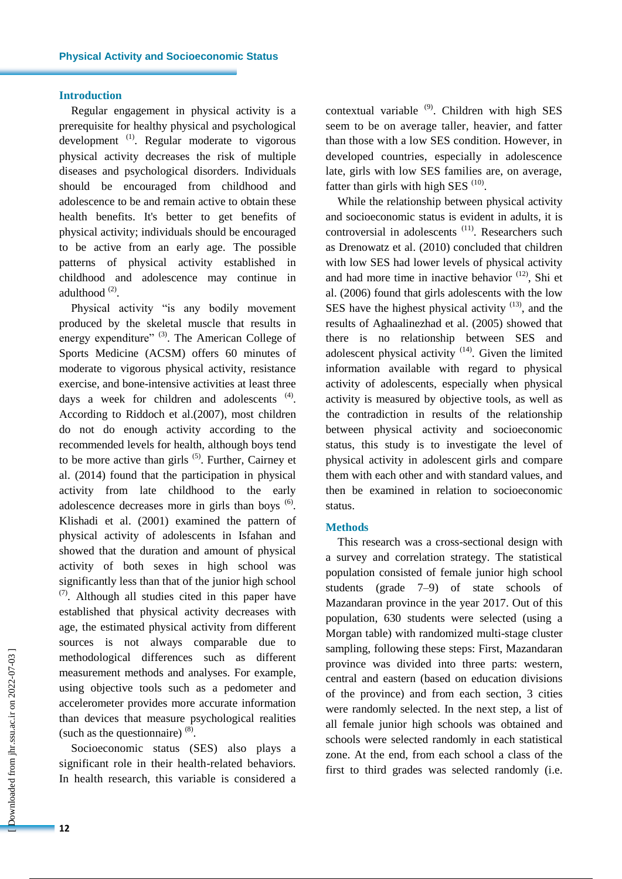## Introduction

Regular engagement in physical activity is a prerequisite for healthy physical and psychological development [1]. Regular moderate to vigorous physical activity decreases the risk of multiple diseases and psychological disorders. Individuals should be encouraged from childhood and adolescence to be and remain active to obtain these health benefits. It's better to get benefits of physical activity; individuals should be encouraged to be active from an early age. The possible patterns of physical activity established in childhood and adolescence may continue in adulthood [2].

Physical activity "is any bodily movement produced by the skeletal muscle that results in energy expenditure" [3]. The American College of Sports Medicine (ACSM) offers 60 minutes of moderate to vigorous physical activity, resistance exercise, and bone-intensive activities at least three days a week for children and adolescents [4]. According to Riddoch et al.(2007), most children do not do enough activity according to the recommended levels for health, although boys tend to be more active than girls [5]. Further, Cairney et al. (2014) found that the participation in physical activity from late childhood to the early adolescence decreases more in girls than boys [6]. Klishadi et al. (2001) examined the pattern of physical activity of adolescents in Isfahan and showed that the duration and amount of physical activity of both sexes in high school was significantly less than that of the junior high school [7]. Although all studies cited in this paper have established that physical activity decreases with age, the estimated physical activity from different sources is not always comparable due to methodological differences such as different measurement methods and analyses. For example, using objective tools such as a pedometer and accelerometer provides more accurate information than devices that measure psychological realities (such as the questionnaire) [8].

Socioeconomic status (SES) also plays a significant role in their health-related behaviors. In health research, this variable is considered a contextual variable [9]. Children with high SES seem to be on average taller, heavier, and fatter than those with a low SES condition. However, in developed countries, especially in adolescence late, girls with low SES families are, on average, fatter than girls with high SES [10].

While the relationship between physical activity and socioeconomic status is evident in adults, it is controversial in adolescents [11]. Researchers such as Drenowatz et al. (2010) concluded that children with low SES had lower levels of physical activity and had more time in inactive behavior [12], Shi et al. (2006) found that girls adolescents with the low SES have the highest physical activity [13], and the results of Aghaalinezhad et al. (2005) showed that there is no relationship between SES and adolescent physical activity [14]. Given the limited information available with regard to physical activity of adolescents, especially when physical activity is measured by objective tools, as well as the contradiction in results of the relationship between physical activity and socioeconomic status, this study is to investigate the level of physical activity in adolescent girls and compare them with each other and with standard values, and then be examined in relation to socioeconomic status.

## Methods

This research was a cross-sectional design with a survey and correlation strategy. The statistical population consisted of female junior high school students (grade 7–9) of state schools of Mazandaran province in the year 2017. Out of this population, 630 students were selected (using a Morgan table) with randomized multi-stage cluster sampling, following these steps: First, Mazandaran province was divided into three parts: western, central and eastern (based on education divisions of the province) and from each section, 3 cities were randomly selected. In the next step, a list of all female junior high schools was obtained and schools were selected randomly in each statistical zone. At the end, from each school a class of the first to third grades was selected randomly (i.e.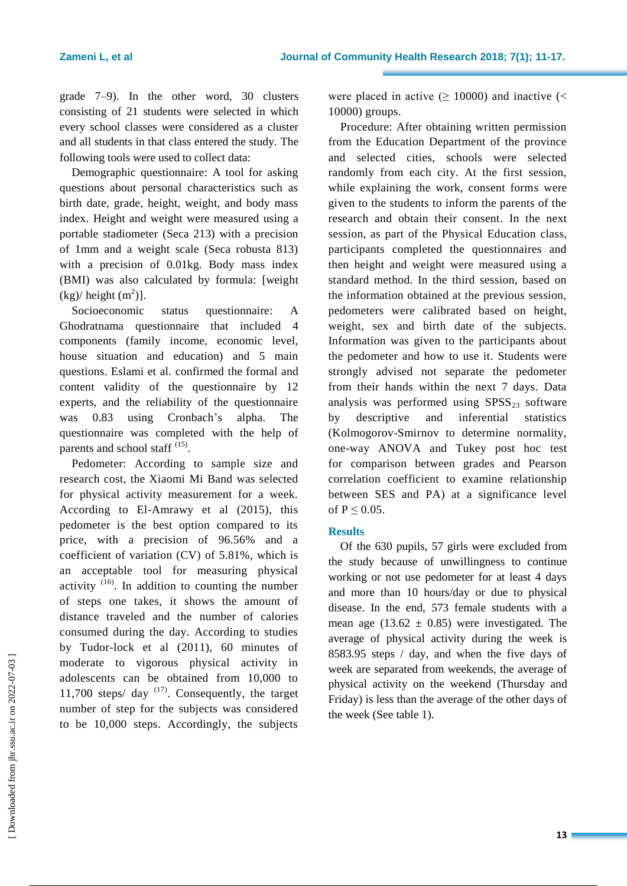grade 7–9). In the other word, 30 clusters consisting of 21 students were selected in which every school classes were considered as a cluster and all students in that class entered the study. The following tools were used to collect data:

Demographic questionnaire: A tool for asking questions about personal characteristics such as birth date, grade, height, weight, and body mass index. Height and weight were measured using a portable stadiometer (Seca 213) with a precision of 1mm and a weight scale (Seca robusta 813) with a precision of 0.01kg. Body mass index (BMI) was also calculated by formula: [weight (kg)/ height ($m^2$)].

Socioeconomic status questionnaire: A Ghodratnama questionnaire that included 4 components (family income, economic level, house situation and education) and 5 main questions. Eslami et al. confirmed the formal and content validity of the questionnaire by 12 experts, and the reliability of the questionnaire was 0.83 using Cronbach's alpha. The questionnaire was completed with the help of parents and school staff [15].

Pedometer: According to sample size and research cost, the Xiaomi Mi Band was selected for physical activity measurement for a week. According to El-Amrawy et al (2015), this pedometer is the best option compared to its price, with a precision of 96.56% and a coefficient of variation (CV) of 5.81%, which is an acceptable tool for measuring physical activity [16]. In addition to counting the number of steps one takes, it shows the amount of distance traveled and the number of calories consumed during the day. According to studies by Tudor-lock et al (2011), 60 minutes of moderate to vigorous physical activity in adolescents can be obtained from 10,000 to 11,700 steps/ day [17]. Consequently, the target number of step for the subjects was considered to be 10,000 steps. Accordingly, the subjects were placed in active (≥ 10000) and inactive (< 10000) groups.

Procedure: After obtaining written permission from the Education Department of the province and selected cities, schools were selected randomly from each city. At the first session, while explaining the work, consent forms were given to the students to inform the parents of the research and obtain their consent. In the next session, as part of the Physical Education class, participants completed the questionnaires and then height and weight were measured using a standard method. In the third session, based on the information obtained at the previous session, pedometers were calibrated based on height, weight, sex and birth date of the subjects. Information was given to the participants about the pedometer and how to use it. Students were strongly advised not separate the pedometer from their hands within the next 7 days. Data analysis was performed using $SPSS_{23}$ software by descriptive and inferential statistics (Kolmogorov-Smirnov to determine normality, one-way ANOVA and Tukey post hoc test for comparison between grades and Pearson correlation coefficient to examine relationship between SES and PA) at a significance level of $P \leq 0.05$.

## Results

Of the 630 pupils, 57 girls were excluded from the study because of unwillingness to continue working or not use pedometer for at least 4 days and more than 10 hours/day or due to physical disease. In the end, 573 female students with a mean age (13.62 ± 0.85) were investigated. The average of physical activity during the week is 8583.95 steps / day, and when the five days of week are separated from weekends, the average of physical activity on the weekend (Thursday and Friday) is less than the average of the other days of the week (See table 1).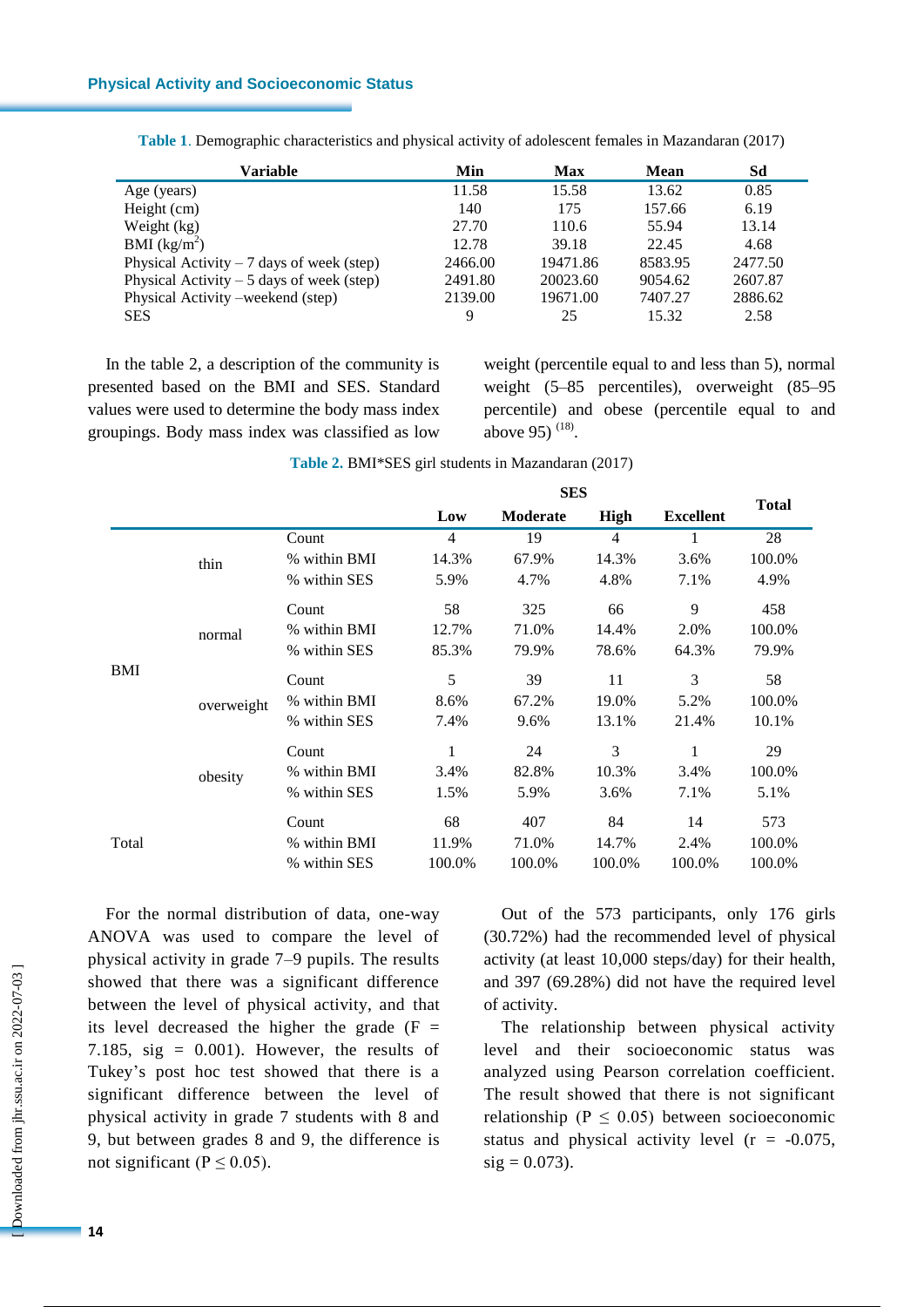**Table 1**. Demographic characteristics and physical activity of adolescent females in Mazandaran (2017)

| Variable | Min | Max | Mean | Sd |
|---|---|---|---|---|
| Age (years) | 11.58 | 15.58 | 13.62 | 0.85 |
| Height (cm) | 140 | 175 | 157.66 | 6.19 |
| Weight (kg) | 27.70 | 110.6 | 55.94 | 13.14 |
| BMI ($kg/m^2$) | 12.78 | 39.18 | 22.45 | 4.68 |
| Physical Activity – 7 days of week (step) | 2466.00 | 19471.86 | 8583.95 | 2477.50 |
| Physical Activity – 5 days of week (step) | 2491.80 | 20023.60 | 9054.62 | 2607.87 |
| Physical Activity –weekend (step) | 2139.00 | 19671.00 | 7407.27 | 2886.62 |
| SES | 9 | 25 | 15.32 | 2.58 |

In the table 2, a description of the community is presented based on the BMI and SES. Standard values were used to determine the body mass index groupings. Body mass index was classified as low weight (percentile equal to and less than 5), normal weight (5–85 percentiles), overweight (85–95 percentile) and obese (percentile equal to and above 95) [18].

**Table 2.** BMI*SES girl students in Mazandaran (2017)

| | | | SES | | | | Total |
|---|---|---|---|---|---|---|---|
| | | | Low | Moderate | High | Excellent | |
| BMI | thin | Count | 4 | 19 | 4 | 1 | 28 |
| | | % within BMI | 14.3% | 67.9% | 14.3% | 3.6% | 100.0% |
| | | % within SES | 5.9% | 4.7% | 4.8% | 7.1% | 4.9% |
| | normal | Count | 58 | 325 | 66 | 9 | 458 |
| | | % within BMI | 12.7% | 71.0% | 14.4% | 2.0% | 100.0% |
| | | % within SES | 85.3% | 79.9% | 78.6% | 64.3% | 79.9% |
| | overweight | Count | 5 | 39 | 11 | 3 | 58 |
| | | % within BMI | 8.6% | 67.2% | 19.0% | 5.2% | 100.0% |
| | | % within SES | 7.4% | 9.6% | 13.1% | 21.4% | 10.1% |
| | obesity | Count | 1 | 24 | 3 | 1 | 29 |
| | | % within BMI | 3.4% | 82.8% | 10.3% | 3.4% | 100.0% |
| | | % within SES | 1.5% | 5.9% | 3.6% | 7.1% | 5.1% |
| Total | | Count | 68 | 407 | 84 | 14 | 573 |
| | | % within BMI | 11.9% | 71.0% | 14.7% | 2.4% | 100.0% |
| | | % within SES | 100.0% | 100.0% | 100.0% | 100.0% | 100.0% |

For the normal distribution of data, one-way ANOVA was used to compare the level of physical activity in grade 7–9 pupils. The results showed that there was a significant difference between the level of physical activity, and that its level decreased the higher the grade ($F = 7.185$, sig = 0.001). However, the results of Tukey's post hoc test showed that there is a significant difference between the level of physical activity in grade 7 students with 8 and 9, but between grades 8 and 9, the difference is not significant ($P \leq 0.05$).

Out of the 573 participants, only 176 girls (30.72%) had the recommended level of physical activity (at least 10,000 steps/day) for their health, and 397 (69.28%) did not have the required level of activity.

The relationship between physical activity level and their socioeconomic status was analyzed using Pearson correlation coefficient. The result showed that there is not significant relationship ($P \leq 0.05$) between socioeconomic status and physical activity level ($r = -0.075$, sig = 0.073).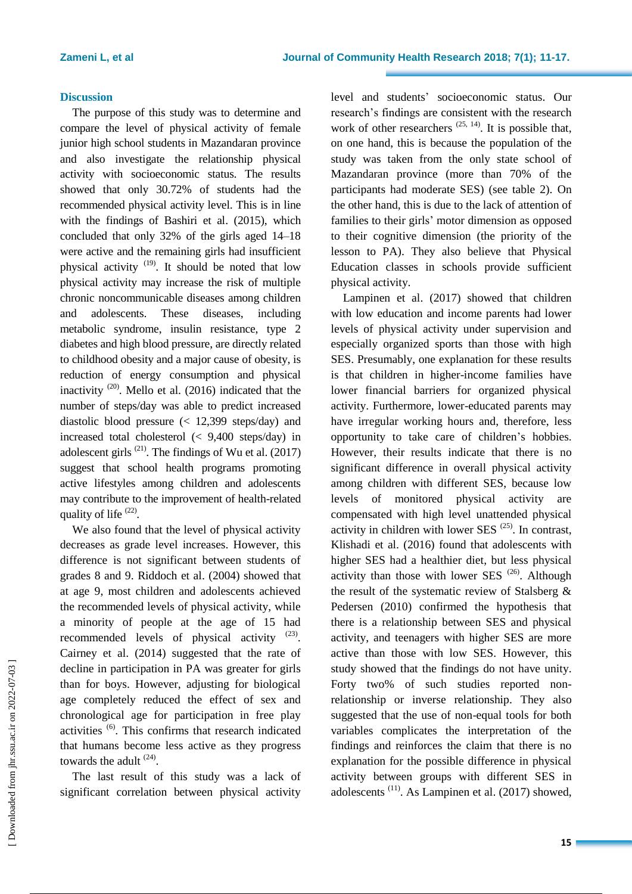## Discussion

The purpose of this study was to determine and compare the level of physical activity of female junior high school students in Mazandaran province and also investigate the relationship physical activity with socioeconomic status. The results showed that only 30.72% of students had the recommended physical activity level. This is in line with the findings of Bashiri et al. (2015), which concluded that only 32% of the girls aged 14–18 were active and the remaining girls had insufficient physical activity [19]. It should be noted that low physical activity may increase the risk of multiple chronic noncommunicable diseases among children and adolescents. These diseases, including metabolic syndrome, insulin resistance, type 2 diabetes and high blood pressure, are directly related to childhood obesity and a major cause of obesity, is reduction of energy consumption and physical inactivity [20]. Mello et al. (2016) indicated that the number of steps/day was able to predict increased diastolic blood pressure (< 12,399 steps/day) and increased total cholesterol (< 9,400 steps/day) in adolescent girls [21]. The findings of Wu et al. (2017) suggest that school health programs promoting active lifestyles among children and adolescents may contribute to the improvement of health-related quality of life [22].

We also found that the level of physical activity decreases as grade level increases. However, this difference is not significant between students of grades 8 and 9. Riddoch et al. (2004) showed that at age 9, most children and adolescents achieved the recommended levels of physical activity, while a minority of people at the age of 15 had recommended levels of physical activity [23]. Cairney et al. (2014) suggested that the rate of decline in participation in PA was greater for girls than for boys. However, adjusting for biological age completely reduced the effect of sex and chronological age for participation in free play activities [6]. This confirms that research indicated that humans become less active as they progress towards the adult [24].

The last result of this study was a lack of significant correlation between physical activity level and students' socioeconomic status. Our research's findings are consistent with the research work of other researchers [25, 14]. It is possible that, on one hand, this is because the population of the study was taken from the only state school of Mazandaran province (more than 70% of the participants had moderate SES) (see table 2). On the other hand, this is due to the lack of attention of families to their girls' motor dimension as opposed to their cognitive dimension (the priority of the lesson to PA). They also believe that Physical Education classes in schools provide sufficient physical activity.

Lampinen et al. (2017) showed that children with low education and income parents had lower levels of physical activity under supervision and especially organized sports than those with high SES. Presumably, one explanation for these results is that children in higher-income families have lower financial barriers for organized physical activity. Furthermore, lower-educated parents may have irregular working hours and, therefore, less opportunity to take care of children's hobbies. However, their results indicate that there is no significant difference in overall physical activity among children with different SES, because low levels of monitored physical activity are compensated with high level unattended physical activity in children with lower SES [25]. In contrast, Klishadi et al. (2016) found that adolescents with higher SES had a healthier diet, but less physical activity than those with lower SES [26]. Although the result of the systematic review of Stalsberg & Pedersen (2010) confirmed the hypothesis that there is a relationship between SES and physical activity, and teenagers with higher SES are more active than those with low SES. However, this study showed that the findings do not have unity. Forty two% of such studies reported non-relationship or inverse relationship. They also suggested that the use of non-equal tools for both variables complicates the interpretation of the findings and reinforces the claim that there is no explanation for the possible difference in physical activity between groups with different SES in adolescents [11]. As Lampinen et al. (2017) showed,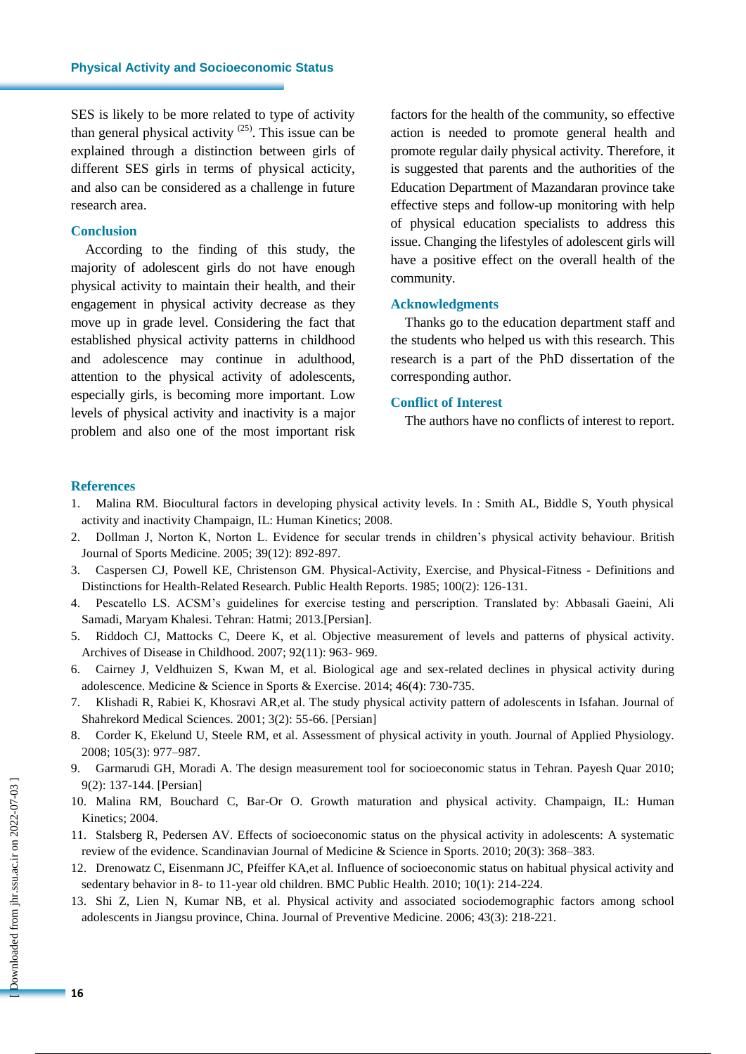SES is likely to be more related to type of activity than general physical activity [25]. This issue can be explained through a distinction between girls of different SES girls in terms of physical acticity, and also can be considered as a challenge in future research area.

## Conclusion

According to the finding of this study, the majority of adolescent girls do not have enough physical activity to maintain their health, and their engagement in physical activity decrease as they move up in grade level. Considering the fact that established physical activity patterns in childhood and adolescence may continue in adulthood, attention to the physical activity of adolescents, especially girls, is becoming more important. Low levels of physical activity and inactivity is a major problem and also one of the most important risk factors for the health of the community, so effective action is needed to promote general health and promote regular daily physical activity. Therefore, it is suggested that parents and the authorities of the Education Department of Mazandaran province take effective steps and follow-up monitoring with help of physical education specialists to address this issue. Changing the lifestyles of adolescent girls will have a positive effect on the overall health of the community.

## Acknowledgments

Thanks go to the education department staff and the students who helped us with this research. This research is a part of the PhD dissertation of the corresponding author.

## Conflict of Interest

The authors have no conflicts of interest to report.

## References

1. Malina RM. Biocultural factors in developing physical activity levels. In : Smith AL, Biddle S, Youth physical activity and inactivity Champaign, IL: Human Kinetics; 2008.
2. Dollman J, Norton K, Norton L. Evidence for secular trends in children's physical activity behaviour. British Journal of Sports Medicine. 2005; 39(12): 892-897.
3. Caspersen CJ, Powell KE, Christenson GM. Physical-Activity, Exercise, and Physical-Fitness - Definitions and Distinctions for Health-Related Research. Public Health Reports. 1985; 100(2): 126-131.
4. Pescatello LS. ACSM's guidelines for exercise testing and perscription. Translated by: Abbasali Gaeini, Ali Samadi, Maryam Khalesi. Tehran: Hatmi; 2013.[Persian].
5. Riddoch CJ, Mattocks C, Deere K, et al. Objective measurement of levels and patterns of physical activity. Archives of Disease in Childhood. 2007; 92(11): 963- 969.
6. Cairney J, Veldhuizen S, Kwan M, et al. Biological age and sex-related declines in physical activity during adolescence. Medicine & Science in Sports & Exercise. 2014; 46(4): 730-735.
7. Klishadi R, Rabiei K, Khosravi AR,et al. The study physical activity pattern of adolescents in Isfahan. Journal of Shahrekord Medical Sciences. 2001; 3(2): 55-66. [Persian]
8. Corder K, Ekelund U, Steele RM, et al. Assessment of physical activity in youth. Journal of Applied Physiology. 2008; 105(3): 977–987.
9. Garmarudi GH, Moradi A. The design measurement tool for socioeconomic status in Tehran. Payesh Quar 2010; 9(2): 137-144. [Persian]
10. Malina RM, Bouchard C, Bar-Or O. Growth maturation and physical activity. Champaign, IL: Human Kinetics; 2004.
11. Stalsberg R, Pedersen AV. Effects of socioeconomic status on the physical activity in adolescents: A systematic review of the evidence. Scandinavian Journal of Medicine & Science in Sports. 2010; 20(3): 368–383.
12. Drenowatz C, Eisenmann JC, Pfeiffer KA,et al. Influence of socioeconomic status on habitual physical activity and sedentary behavior in 8- to 11-year old children. BMC Public Health. 2010; 10(1): 214-224.
13. Shi Z, Lien N, Kumar NB, et al. Physical activity and associated sociodemographic factors among school adolescents in Jiangsu province, China. Journal of Preventive Medicine. 2006; 43(3): 218-221.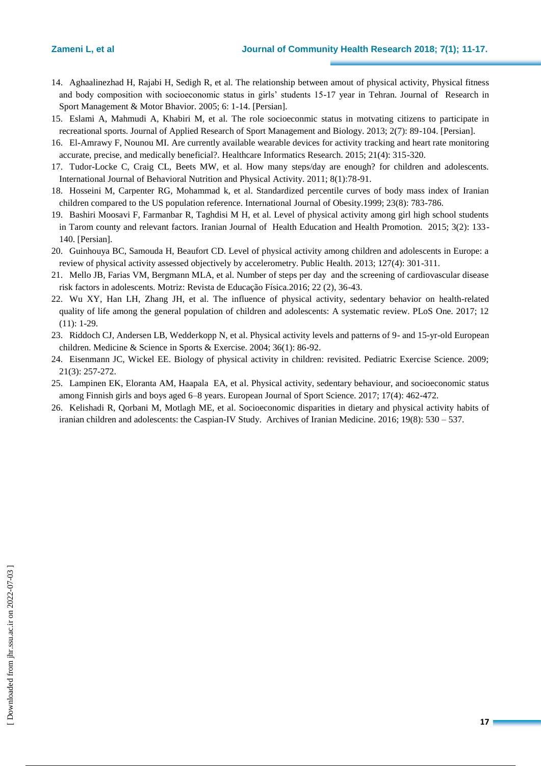14. Aghaalinezhad H, Rajabi H, Sedigh R, et al. The relationship between amout of physical activity, Physical fitness and body composition with socioeconomic status in girls' students 15-17 year in Tehran. Journal of Research in Sport Management & Motor Bhavior. 2005; 6: 1-14. [Persian].
15. Eslami A, Mahmudi A, Khabiri M, et al. The role socioeconmic status in motvating citizens to participate in recreational sports. Journal of Applied Research of Sport Management and Biology. 2013; 2(7): 89-104. [Persian].
16. El-Amrawy F, Nounou MI. Are currently available wearable devices for activity tracking and heart rate monitoring accurate, precise, and medically beneficial?. Healthcare Informatics Research. 2015; 21(4): 315-320.
17. Tudor-Locke C, Craig CL, Beets MW, et al. How many steps/day are enough? for children and adolescents. International Journal of Behavioral Nutrition and Physical Activity. 2011; 8(1):78-91.
18. Hosseini M, Carpenter RG, Mohammad k, et al. Standardized percentile curves of body mass index of Iranian children compared to the US population reference. International Journal of Obesity.1999; 23(8): 783-786.
19. Bashiri Moosavi F, Farmanbar R, Taghdisi M H, et al. Level of physical activity among girl high school students in Tarom county and relevant factors. Iranian Journal of Health Education and Health Promotion. 2015; 3(2): 133-140. [Persian].
20. Guinhouya BC, Samouda H, Beaufort CD. Level of physical activity among children and adolescents in Europe: a review of physical activity assessed objectively by accelerometry. Public Health. 2013; 127(4): 301-311.
21. Mello JB, Farias VM, Bergmann MLA, et al. Number of steps per day and the screening of cardiovascular disease risk factors in adolescents. Motriz: Revista de Educação Física.2016; 22 (2), 36-43.
22. Wu XY, Han LH, Zhang JH, et al. The influence of physical activity, sedentary behavior on health-related quality of life among the general population of children and adolescents: A systematic review. PLoS One. 2017; 12 (11): 1-29.
23. Riddoch CJ, Andersen LB, Wedderkopp N, et al. Physical activity levels and patterns of 9- and 15-yr-old European children. Medicine & Science in Sports & Exercise. 2004; 36(1): 86-92.
24. Eisenmann JC, Wickel EE. Biology of physical activity in children: revisited. Pediatric Exercise Science. 2009; 21(3): 257-272.
25. Lampinen EK, Eloranta AM, Haapala EA, et al. Physical activity, sedentary behaviour, and socioeconomic status among Finnish girls and boys aged 6–8 years. European Journal of Sport Science. 2017; 17(4): 462-472.
26. Kelishadi R, Qorbani M, Motlagh ME, et al. Socioeconomic disparities in dietary and physical activity habits of iranian children and adolescents: the Caspian-IV Study. Archives of Iranian Medicine. 2016; 19(8): 530 – 537.